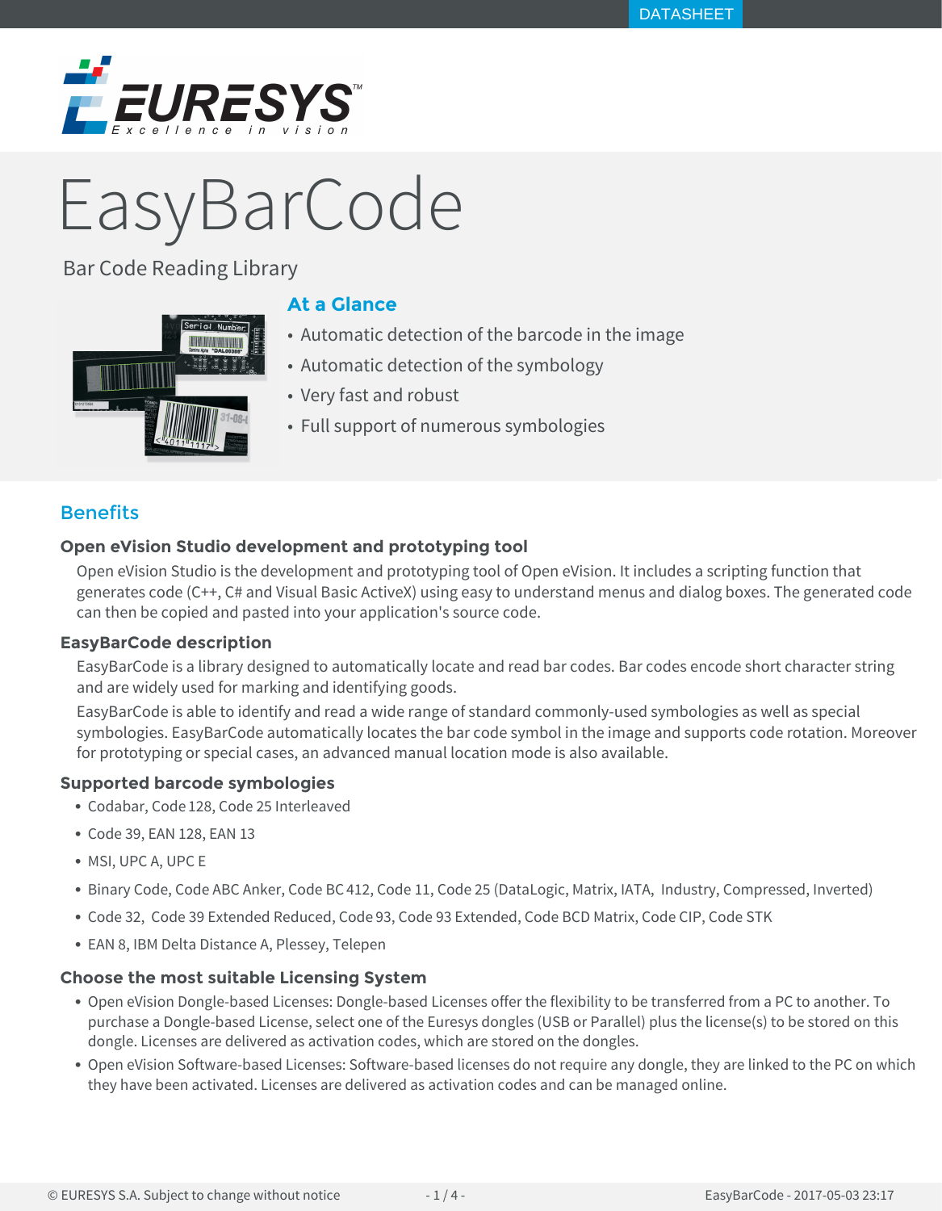DATASHEET

# EasyBarCode

Bar Code Reading Library

## At a Glance

- Automatic detection of the barcode in the image
- Automatic detection of the symbology
- Very fast and robust
- Full support of numerous symbologies

## Benefits

### Open eVision Studio development and prototyping tool

Open eVision Studio is the development and prototyping tool of Open eVision. It includes a scripting function that generates code (C++, C# and Visual Basic ActiveX) using easy to understand menus and dialog boxes. The generated code can then be copied and pasted into your application's source code.

### EasyBarCode description

EasyBarCode is a library designed to automatically locate and read bar codes. Bar codes encode short character string and are widely used for marking and identifying goods.

EasyBarCode is able to identify and read a wide range of standard commonly-used symbologies as well as special symbologies. EasyBarCode automatically locates the bar code symbol in the image and supports code rotation. Moreover for prototyping or special cases, an advanced manual location mode is also available.

### Supported barcode symbologies

- Codabar, Code 128, Code 25 Interleaved
- Code 39, EAN 128, EAN 13
- MSI, UPC A, UPC E
- Binary Code, Code ABC Anker, Code BC 412, Code 11, Code 25 (DataLogic, Matrix, IATA, Industry, Compressed, Inverted)
- Code 32, Code 39 Extended Reduced, Code 93, Code 93 Extended, Code BCD Matrix, Code CIP, Code STK
- EAN 8, IBM Delta Distance A, Plessey, Telepen

### Choose the most suitable Licensing System

- Open eVision Dongle-based Licenses: Dongle-based Licenses offer the flexibility to be transferred from a PC to another. To purchase a Dongle-based License, select one of the Euresys dongles (USB or Parallel) plus the license(s) to be stored on this dongle. Licenses are delivered as activation codes, which are stored on the dongles.
- Open eVision Software-based Licenses: Software-based licenses do not require any dongle, they are linked to the PC on which they have been activated. Licenses are delivered as activation codes and can be managed online.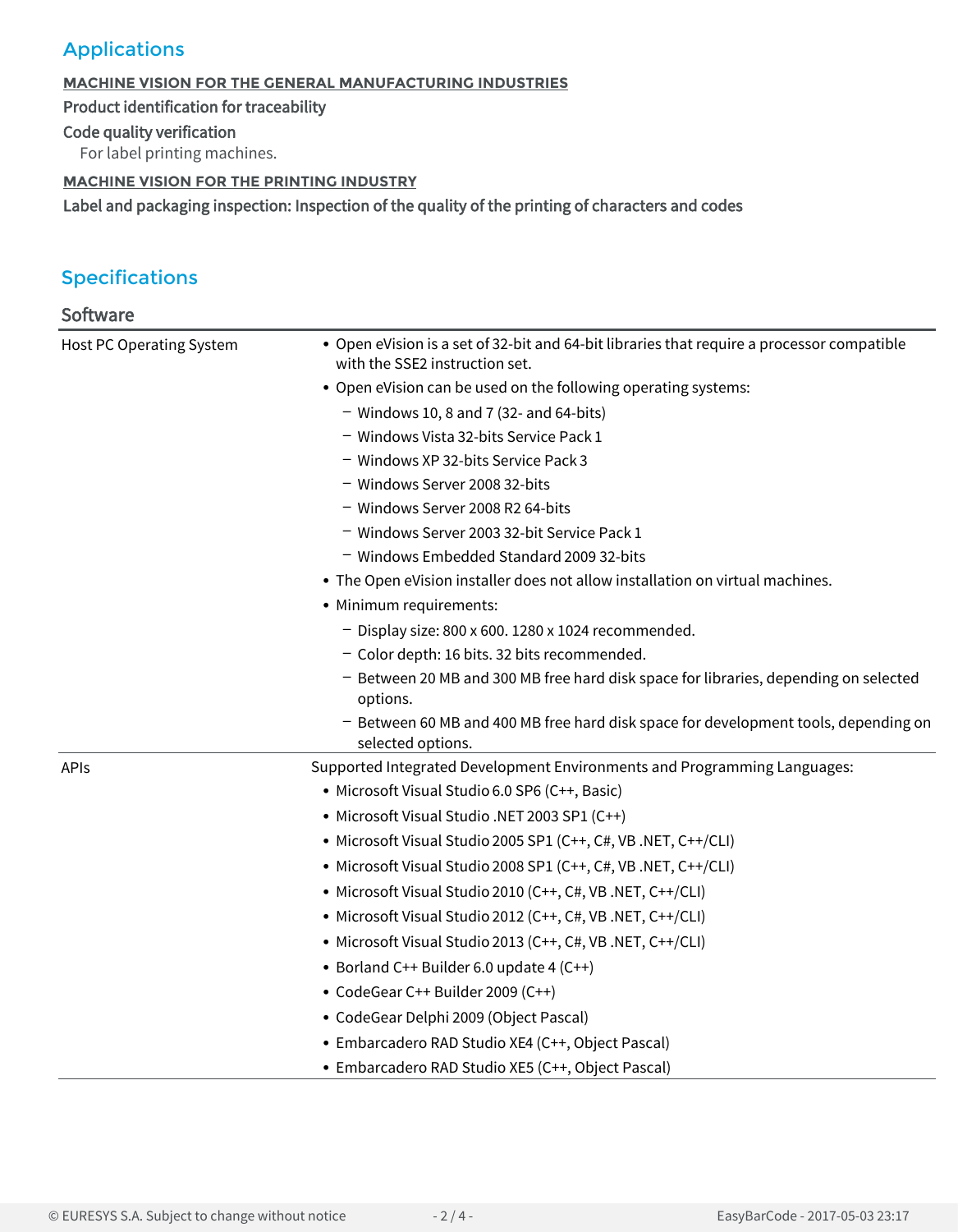## Applications

**MACHINE VISION FOR THE GENERAL MANUFACTURING INDUSTRIES**

**Product identification for traceability**

**Code quality verification**

For label printing machines.

**MACHINE VISION FOR THE PRINTING INDUSTRY**

**Label and packaging inspection: Inspection of the quality of the printing of characters and codes**

## Specifications

### Software

| | |
|---|---|
| Host PC Operating System | • Open eVision is a set of 32-bit and 64-bit libraries that require a processor compatible with the SSE2 instruction set.<br>• Open eVision can be used on the following operating systems:<br>− Windows 10, 8 and 7 (32- and 64-bits)<br>− Windows Vista 32-bits Service Pack 1<br>− Windows XP 32-bits Service Pack 3<br>− Windows Server 2008 32-bits<br>− Windows Server 2008 R2 64-bits<br>− Windows Server 2003 32-bit Service Pack 1<br>− Windows Embedded Standard 2009 32-bits<br>• The Open eVision installer does not allow installation on virtual machines.<br>• Minimum requirements:<br>− Display size: 800 x 600. 1280 x 1024 recommended.<br>− Color depth: 16 bits. 32 bits recommended.<br>− Between 20 MB and 300 MB free hard disk space for libraries, depending on selected options.<br>− Between 60 MB and 400 MB free hard disk space for development tools, depending on selected options. |
| APIs | Supported Integrated Development Environments and Programming Languages:<br>• Microsoft Visual Studio 6.0 SP6 (C++, Basic)<br>• Microsoft Visual Studio .NET 2003 SP1 (C++)<br>• Microsoft Visual Studio 2005 SP1 (C++, C#, VB .NET, C++/CLI)<br>• Microsoft Visual Studio 2008 SP1 (C++, C#, VB .NET, C++/CLI)<br>• Microsoft Visual Studio 2010 (C++, C#, VB .NET, C++/CLI)<br>• Microsoft Visual Studio 2012 (C++, C#, VB .NET, C++/CLI)<br>• Microsoft Visual Studio 2013 (C++, C#, VB .NET, C++/CLI)<br>• Borland C++ Builder 6.0 update 4 (C++)<br>• CodeGear C++ Builder 2009 (C++)<br>• CodeGear Delphi 2009 (Object Pascal)<br>• Embarcadero RAD Studio XE4 (C++, Object Pascal)<br>• Embarcadero RAD Studio XE5 (C++, Object Pascal) |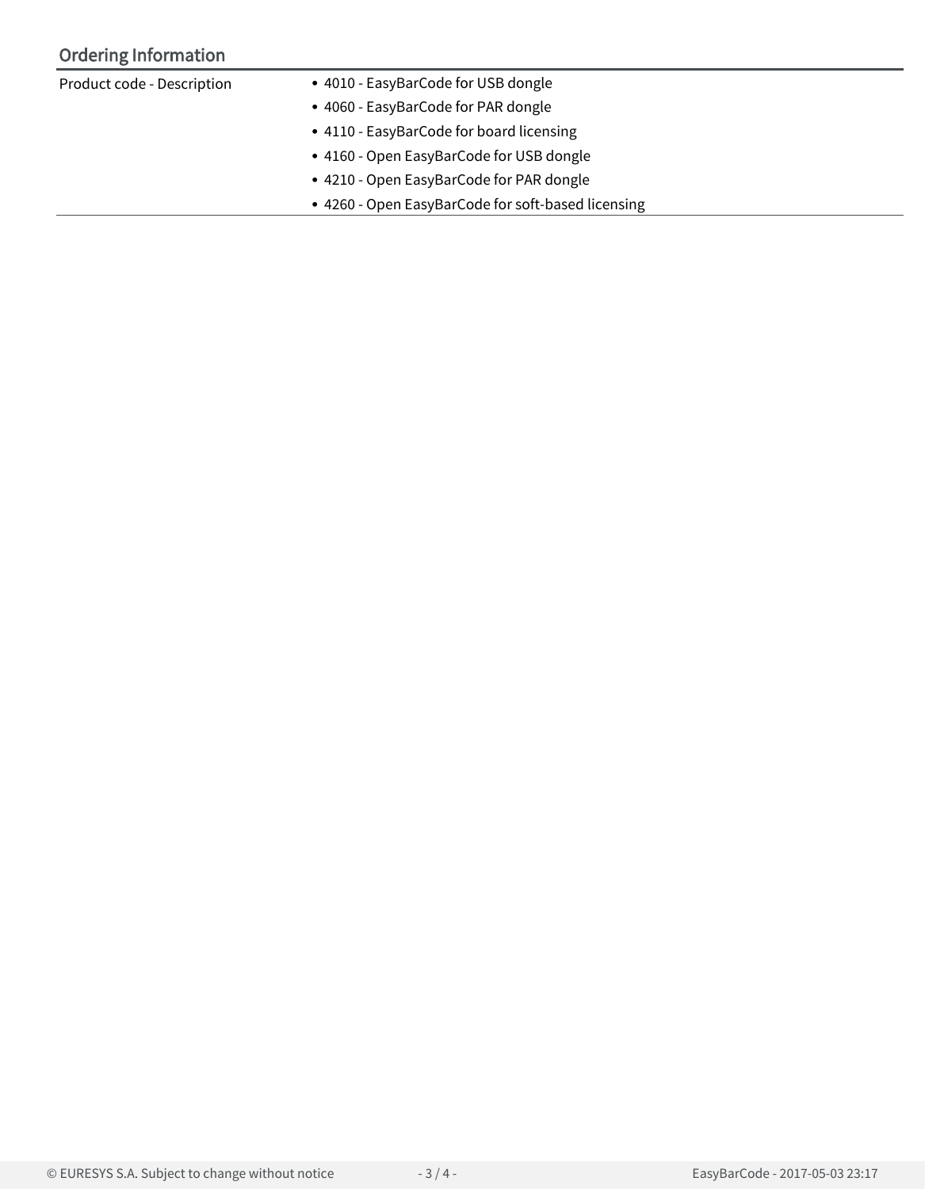## Ordering Information

| Product code - Description | |
|---|---|
| | • 4010 - EasyBarCode for USB dongle<br>• 4060 - EasyBarCode for PAR dongle<br>• 4110 - EasyBarCode for board licensing<br>• 4160 - Open EasyBarCode for USB dongle<br>• 4210 - Open EasyBarCode for PAR dongle<br>• 4260 - Open EasyBarCode for soft-based licensing |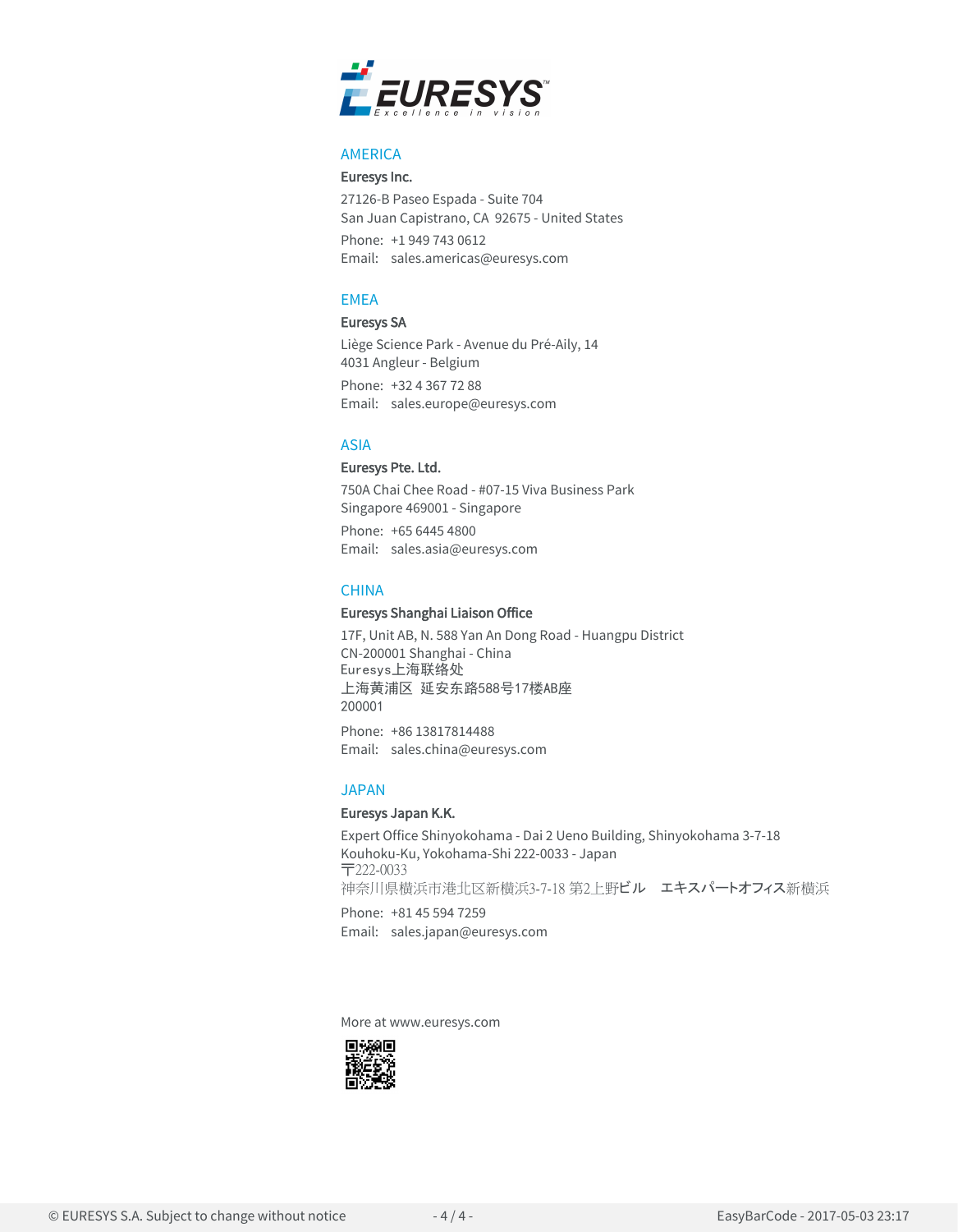## AMERICA

**Euresys Inc.**

27126-B Paseo Espada - Suite 704
San Juan Capistrano, CA 92675 - United States

Phone: +1 949 743 0612
Email: sales.americas@euresys.com

## EMEA

**Euresys SA**

Liège Science Park - Avenue du Pré-Aily, 14
4031 Angleur - Belgium

Phone: +32 4 367 72 88
Email: sales.europe@euresys.com

## ASIA

**Euresys Pte. Ltd.**

750A Chai Chee Road - #07-15 Viva Business Park
Singapore 469001 - Singapore

Phone: +65 6445 4800
Email: sales.asia@euresys.com

## CHINA

**Euresys Shanghai Liaison Office**

17F, Unit AB, N. 588 Yan An Dong Road - Huangpu District
CN-200001 Shanghai - China
Euresys上海联络处
上海黄浦区 延安东路588号17楼AB座
200001

Phone: +86 13817814488
Email: sales.china@euresys.com

## JAPAN

**Euresys Japan K.K.**

Expert Office Shinyokohama - Dai 2 Ueno Building, Shinyokohama 3-7-18
Kouhoku-Ku, Yokohama-Shi 222-0033 - Japan
〒222-0033
神奈川県横浜市港北区新横浜3-7-18 第2上野ビル　エキスパートオフィス新横浜

Phone: +81 45 594 7259
Email: sales.japan@euresys.com

More at www.euresys.com